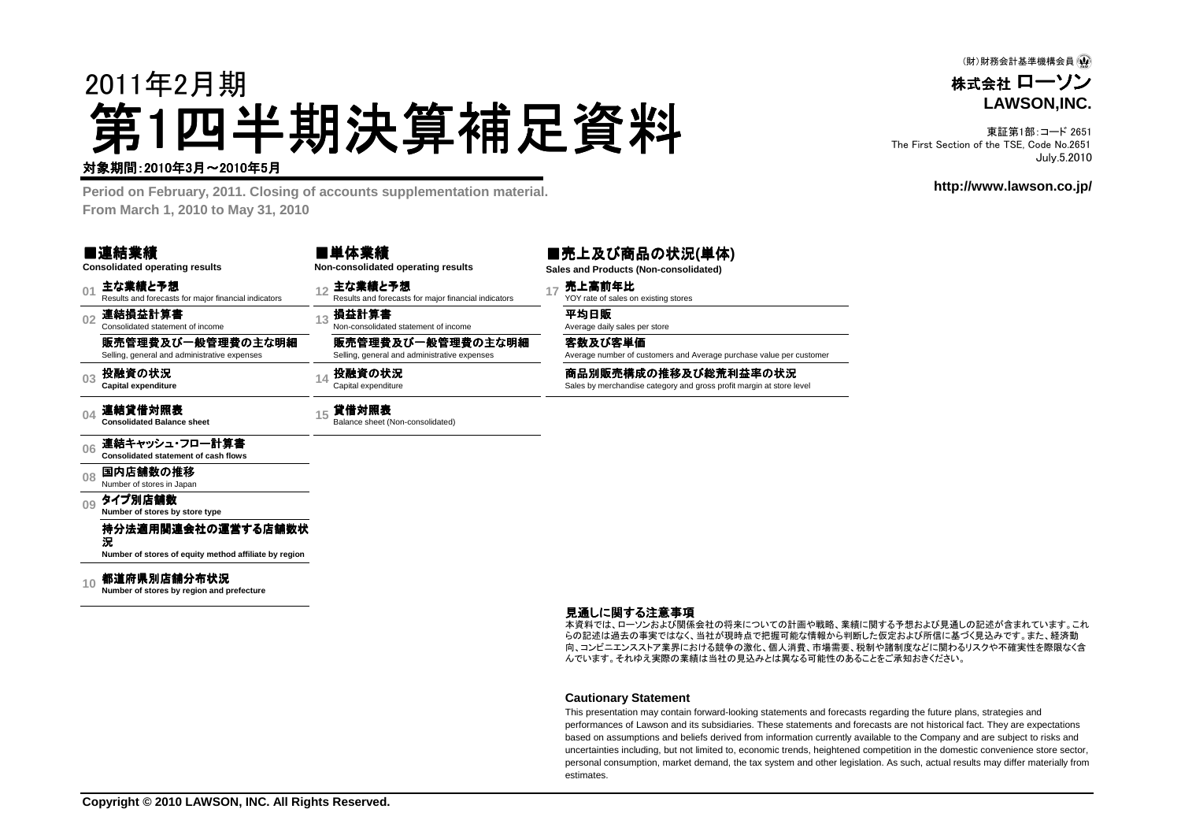(財)財務会計基準機構会員

株式会社 ローソン
**LAWSON,INC.**

東証第1部:コード 2651
The First Section of the TSE, Code No.2651
July.5.2010

http://www.lawson.co.jp/

2011年2月期

# 第1四半期決算補足資料

対象期間:2010年3月～2010年5月

**Period on February, 2011. Closing of accounts supplementation material.**
**From March 1, 2010 to May 31, 2010**

## ■連結業績
**Consolidated operating results**

- 01 **主な業績と予想**
  Results and forecasts for major financial indicators
- 02 **連結損益計算書**
  Consolidated statement of income
  **販売管理費及び一般管理費の主な明細**
  Selling, general and administrative expenses
- 03 **投融資の状況**
  **Capital expenditure**
- 04 **連結貸借対照表**
  **Consolidated Balance sheet**
- 06 **連結キャッシュ・フロー計算書**
  **Consolidated statement of cash flows**
- 08 **国内店舗数の推移**
  Number of stores in Japan
- 09 **タイプ別店舗数**
  **Number of stores by store type**
  **持分法適用関連会社の運営する店舗数状況**
  **Number of stores of equity method affiliate by region**
- 10 **都道府県別店舗分布状況**
  **Number of stores by region and prefecture**

## ■単体業績
**Non-consolidated operating results**

- 12 **主な業績と予想**
  Results and forecasts for major financial indicators
- 13 **損益計算書**
  Non-consolidated statement of income
  **販売管理費及び一般管理費の主な明細**
  Selling, general and administrative expenses
- 14 **投融資の状況**
  Capital expenditure
- 15 **貸借対照表**
  Balance sheet (Non-consolidated)

## ■売上及び商品の状況(単体)
**Sales and Products (Non-consolidated)**

- 17 **売上高前年比**
  YOY rate of sales on existing stores
  **平均日販**
  Average daily sales per store
  **客数及び客単価**
  Average number of customers and Average purchase value per customer
  **商品別販売構成の推移及び総荒利益率の状況**
  Sales by merchandise category and gross profit margin at store level

### 見通しに関する注意事項

本資料では、ローソンおよび関係会社の将来についての計画や戦略、業績に関する予想および見通しの記述が含まれています。これらの記述は過去の事実ではなく、当社が現時点で把握可能な情報から判断した仮定および所信に基づく見込みです。また、経済動向、コンビニエンスストア業界における競争の激化、個人消費、市場需要、税制や諸制度などに関わるリスクや不確実性を際限なく含んでいます。それゆえ実際の業績は当社の見込みとは異なる可能性のあることをご承知おきください。

### Cautionary Statement

This presentation may contain forward-looking statements and forecasts regarding the future plans, strategies and performances of Lawson and its subsidiaries. These statements and forecasts are not historical fact. They are expectations based on assumptions and beliefs derived from information currently available to the Company and are subject to risks and uncertainties including, but not limited to, economic trends, heightened competition in the domestic convenience store sector, personal consumption, market demand, the tax system and other legislation. As such, actual results may differ materially from estimates.

**Copyright © 2010 LAWSON, INC. All Rights Reserved.**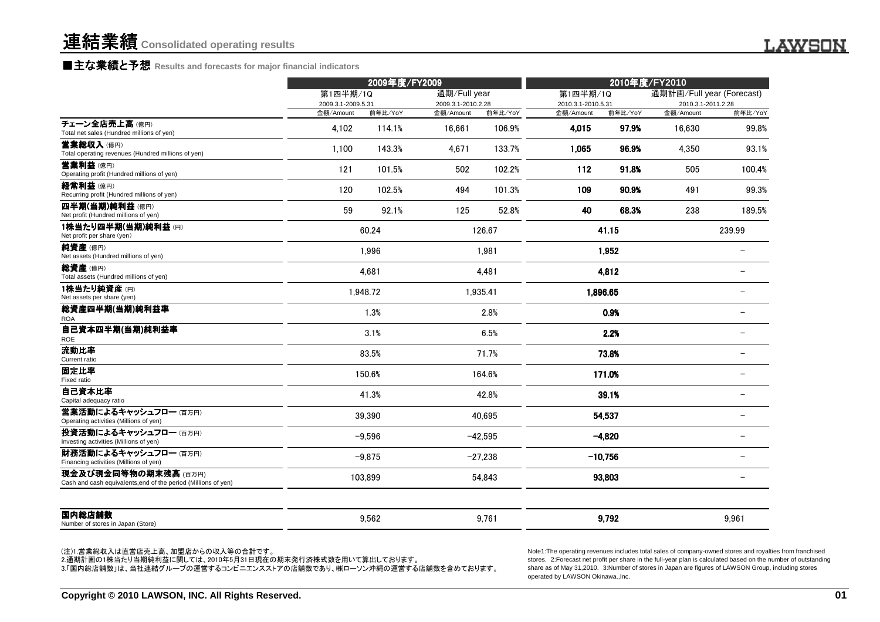# 連結業績 Consolidated operating results

## ■主な業績と予想 Results and forecasts for major financial indicators

| | 2009年度/FY2009 | | | | 2010年度/FY2010 | | | |
|---|---|---|---|---|---|---|---|---|
| | 第1四半期/1Q 2009.3.1-2009.5.31 | | 通期/Full year 2009.3.1-2010.2.28 | | 第1四半期/1Q 2010.3.1-2010.5.31 | | 通期計画/Full year (Forecast) 2010.3.1-2011.2.28 | |
| | 金額/Amount | 前年比/YoY | 金額/Amount | 前年比/YoY | 金額/Amount | 前年比/YoY | 金額/Amount | 前年比/YoY |
| チェーン全店売上高 (億円) Total net sales (Hundred millions of yen) | 4,102 | 114.1% | 16,661 | 106.9% | **4,015** | **97.9%** | 16,630 | 99.8% |
| 営業総収入 (億円) Total operating revenues (Hundred millions of yen) | 1,100 | 143.3% | 4,671 | 133.7% | **1,065** | **96.9%** | 4,350 | 93.1% |
| 営業利益 (億円) Operating profit (Hundred millions of yen) | 121 | 101.5% | 502 | 102.2% | **112** | **91.8%** | 505 | 100.4% |
| 経常利益 (億円) Recurring profit (Hundred millions of yen) | 120 | 102.5% | 494 | 101.3% | **109** | **90.9%** | 491 | 99.3% |
| 四半期(当期)純利益 (億円) Net profit (Hundred millions of yen) | 59 | 92.1% | 125 | 52.8% | **40** | **68.3%** | 238 | 189.5% |
| 1株当たり四半期(当期)純利益 (円) Net profit per share (yen) | 60.24 | | 126.67 | | **41.15** | | 239.99 | |
| 純資産 (億円) Net assets (Hundred millions of yen) | 1,996 | | 1,981 | | **1,952** | | − | |
| 総資産 (億円) Total assets (Hundred millions of yen) | 4,681 | | 4,481 | | **4,812** | | − | |
| 1株当たり純資産 (円) Net assets per share (yen) | 1,948.72 | | 1,935.41 | | **1,896.65** | | − | |
| 総資産四半期(当期)純利益率 ROA | 1.3% | | 2.8% | | **0.9%** | | − | |
| 自己資本四半期(当期)純利益率 ROE | 3.1% | | 6.5% | | **2.2%** | | − | |
| 流動比率 Current ratio | 83.5% | | 71.7% | | **73.8%** | | − | |
| 固定比率 Fixed ratio | 150.6% | | 164.6% | | **171.0%** | | − | |
| 自己資本比率 Capital adequacy ratio | 41.3% | | 42.8% | | **39.1%** | | − | |
| 営業活動によるキャッシュフロー (百万円) Operating activities (Millions of yen) | 39,390 | | 40,695 | | **54,537** | | − | |
| 投資活動によるキャッシュフロー (百万円) Investing activities (Millions of yen) | −9,596 | | −42,595 | | **−4,820** | | − | |
| 財務活動によるキャッシュフロー (百万円) Financing activities (Millions of yen) | −9,875 | | −27,238 | | **−10,756** | | − | |
| 現金及び現金同等物の期末残高 (百万円) Cash and cash equivalents,end of the period (Millions of yen) | 103,899 | | 54,843 | | **93,803** | | − | |
| 国内総店舗数 Number of stores in Japan (Store) | 9,562 | | 9,761 | | **9,792** | | 9,961 | |

(注)1.営業総収入は直営店売上高、加盟店からの収入等の合計です。
2.通期計画の1株当たり当期純利益に関しては、2010年5月31日現在の期末発行済株式数を用いて算出しております。
3.「国内総店舗数」は、当社連結グループの運営するコンビニエンスストアの店舗数であり、㈱ローソン沖縄の運営する店舗数を含めております。

Note1:The operating revenues includes total sales of company-owned stores and royalties from franchised stores. 2:Forecast net profit per share in the full-year plan is calculated based on the number of outstanding share as of May 31,2010. 3:Number of stores in Japan are figures of LAWSON Group, including stores operated by LAWSON Okinawa.,Inc.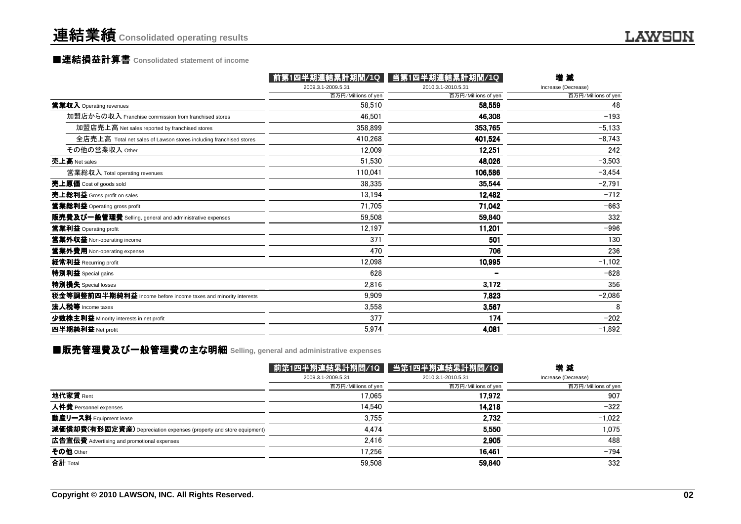# 連結業績 Consolidated operating results

## ■連結損益計算書 Consolidated statement of income

| | 前第1四半期連結累計期間/1Q | 当第1四半期連結累計期間/1Q | 増 減 |
|---|---|---|---|
| | 2009.3.1-2009.5.31 | 2010.3.1-2010.5.31 | Increase (Decrease) |
| | 百万円/Millions of yen | 百万円/Millions of yen | 百万円/Millions of yen |
| **営業収入** Operating revenues | 58,510 | **58,559** | 48 |
| 加盟店からの収入 Franchise commission from franchised stores | 46,501 | **46,308** | −193 |
| 加盟店売上高 Net sales reported by franchised stores | 358,899 | **353,765** | −5,133 |
| 全店売上高 Total net sales of Lawson stores including franchised stores | 410,268 | **401,524** | −8,743 |
| その他の営業収入 Other | 12,009 | **12,251** | 242 |
| **売上高** Net sales | 51,530 | **48,026** | −3,503 |
| 営業総収入 Total operating revenues | 110,041 | **106,586** | −3,454 |
| **売上原価** Cost of goods sold | 38,335 | **35,544** | −2,791 |
| **売上総利益** Gross profit on sales | 13,194 | **12,482** | −712 |
| **営業総利益** Operating gross profit | 71,705 | **71,042** | −663 |
| **販売費及び一般管理費** Selling, general and administrative expenses | 59,508 | **59,840** | 332 |
| **営業利益** Operating profit | 12,197 | **11,201** | −996 |
| **営業外収益** Non-operating income | 371 | **501** | 130 |
| **営業外費用** Non-operating expense | 470 | **706** | 236 |
| **経常利益** Recurring profit | 12,098 | **10,995** | −1,102 |
| **特別利益** Special gains | 628 | **-** | −628 |
| **特別損失** Special losses | 2,816 | **3,172** | 356 |
| **税金等調整前四半期純利益** Income before income taxes and minority interests | 9,909 | **7,823** | −2,086 |
| **法人税等** Income taxes | 3,558 | **3,567** | 8 |
| **少数株主利益** Minority interests in net profit | 377 | **174** | −202 |
| **四半期純利益** Net profit | 5,974 | **4,081** | −1,892 |

## ■販売管理費及び一般管理費の主な明細 Selling, general and administrative expenses

| | 前第1四半期連結累計期間/1Q | 当第1四半期連結累計期間/1Q | 増 減 |
|---|---|---|---|
| | 2009.3.1-2009.5.31 | 2010.3.1-2010.5.31 | Increase (Decrease) |
| | 百万円/Millions of yen | 百万円/Millions of yen | 百万円/Millions of yen |
| **地代家賃** Rent | 17,065 | **17,972** | 907 |
| **人件費** Personnel expenses | 14,540 | **14,218** | −322 |
| **動産リース料** Equipment lease | 3,755 | **2,732** | −1,022 |
| **減価償却費(有形固定資産)** Depreciation expenses (property and store equipment) | 4,474 | **5,550** | 1,075 |
| **広告宣伝費** Advertising and promotional expenses | 2,416 | **2,905** | 488 |
| **その他** Other | 17,256 | **16,461** | −794 |
| **合計** Total | 59,508 | **59,840** | 332 |

Copyright © 2010 LAWSON, INC. All Rights Reserved.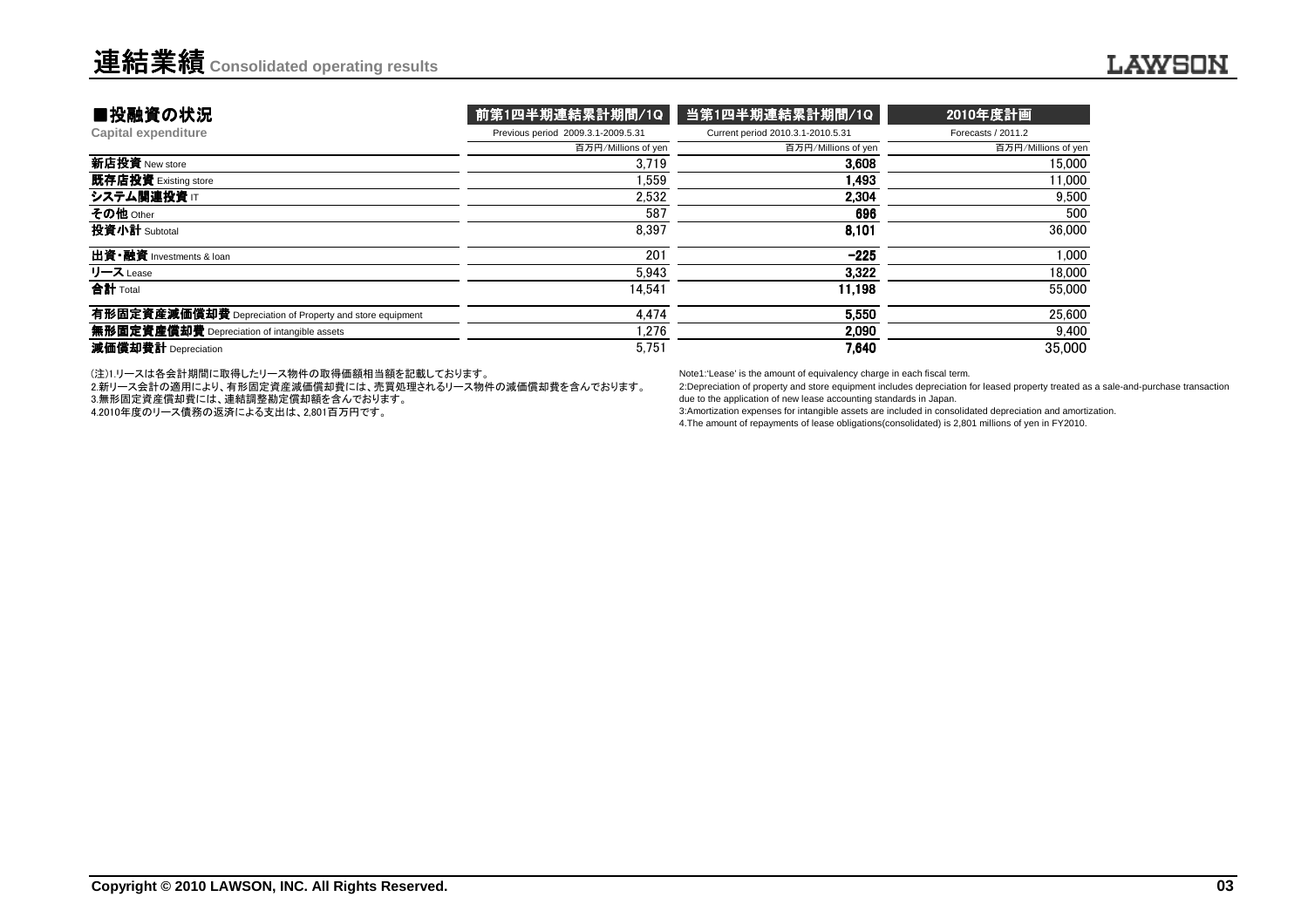# 連結業績 Consolidated operating results

## ■投融資の状況

**Capital expenditure**

| | 前第1四半期連結累計期間/1Q<br>Previous period 2009.3.1-2009.5.31<br>百万円/Millions of yen | 当第1四半期連結累計期間/1Q<br>Current period 2010.3.1-2010.5.31<br>百万円/Millions of yen | 2010年度計画<br>Forecasts / 2011.2<br>百万円/Millions of yen |
|---|---|---|---|
| **新店投資** New store | 3,719 | **3,608** | 15,000 |
| **既存店投資** Existing store | 1,559 | **1,493** | 11,000 |
| **システム関連投資** IT | 2,532 | **2,304** | 9,500 |
| **その他** Other | 587 | **696** | 500 |
| **投資小計** Subtotal | 8,397 | **8,101** | 36,000 |
| **出資・融資** Investments & loan | 201 | **-225** | 1,000 |
| **リース** Lease | 5,943 | **3,322** | 18,000 |
| **合計** Total | 14,541 | **11,198** | 55,000 |
| **有形固定資産減価償却費** Depreciation of Property and store equipment | 4,474 | **5,550** | 25,600 |
| **無形固定資産償却費** Depreciation of intangible assets | 1,276 | **2,090** | 9,400 |
| **減価償却費計** Depreciation | 5,751 | **7,640** | 35,000 |

(注)1.リースは各会計期間に取得したリース物件の取得価額相当額を記載しております。
2.新リース会計の適用により、有形固定資産減価償却費には、売買処理されるリース物件の減価償却費を含んでおります。
3.無形固定資産償却費には、連結調整勘定償却額を含んでおります。
4.2010年度のリース債務の返済による支出は、2,801百万円です。

Note1:'Lease' is the amount of equivalency charge in each fiscal term.
2:Depreciation of property and store equipment includes depreciation for leased property treated as a sale-and-purchase transaction due to the application of new lease accounting standards in Japan.
3:Amortization expenses for intangible assets are included in consolidated depreciation and amortization.
4.The amount of repayments of lease obligations(consolidated) is 2,801 millions of yen in FY2010.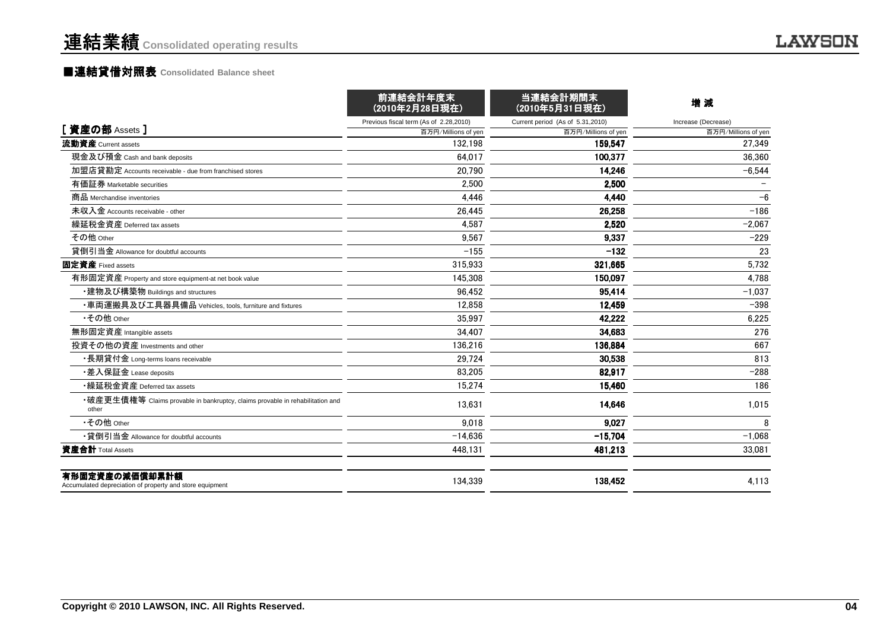# 連結業績 Consolidated operating results

## ■連結貸借対照表 Consolidated Balance sheet

| [ 資産の部 Assets ] | 前連結会計年度末（2010年2月28日現在） Previous fiscal term (As of 2.28,2010) 百万円/Millions of yen | 当連結会計期間末（2010年5月31日現在） Current period (As of 5.31,2010) 百万円/Millions of yen | 増 減 Increase (Decrease) 百万円/Millions of yen |
|---|---|---|---|
| **流動資産** Current assets | 132,198 | **159,547** | 27,349 |
| 現金及び預金 Cash and bank deposits | 64,017 | **100,377** | 36,360 |
| 加盟店貸勘定 Accounts receivable - due from franchised stores | 20,790 | **14,246** | −6,544 |
| 有価証券 Marketable securities | 2,500 | **2,500** | − |
| 商品 Merchandise inventories | 4,446 | **4,440** | −6 |
| 未収入金 Accounts receivable - other | 26,445 | **26,258** | −186 |
| 繰延税金資産 Deferred tax assets | 4,587 | **2,520** | −2,067 |
| その他 Other | 9,567 | **9,337** | −229 |
| 貸倒引当金 Allowance for doubtful accounts | −155 | **−132** | 23 |
| **固定資産** Fixed assets | 315,933 | **321,665** | 5,732 |
| 有形固定資産 Property and store equipment-at net book value | 145,308 | **150,097** | 4,788 |
| ・建物及び構築物 Buildings and structures | 96,452 | **95,414** | −1,037 |
| ・車両運搬具及び工具器具備品 Vehicles, tools, furniture and fixtures | 12,858 | **12,459** | −398 |
| ・その他 Other | 35,997 | **42,222** | 6,225 |
| 無形固定資産 Intangible assets | 34,407 | **34,683** | 276 |
| 投資その他の資産 Investments and other | 136,216 | **136,884** | 667 |
| ・長期貸付金 Long-terms loans receivable | 29,724 | **30,538** | 813 |
| ・差入保証金 Lease deposits | 83,205 | **82,917** | −288 |
| ・繰延税金資産 Deferred tax assets | 15,274 | **15,460** | 186 |
| ・破産更生債権等 Claims provable in bankruptcy, claims provable in rehabilitation and other | 13,631 | **14,646** | 1,015 |
| ・その他 Other | 9,018 | **9,027** | 8 |
| ・貸倒引当金 Allowance for doubtful accounts | −14,636 | **−15,704** | −1,068 |
| **資産合計** Total Assets | 448,131 | **481,213** | 33,081 |
| **有形固定資産の減価償却累計額** Accumulated depreciation of property and store equipment | 134,339 | **138,452** | 4,113 |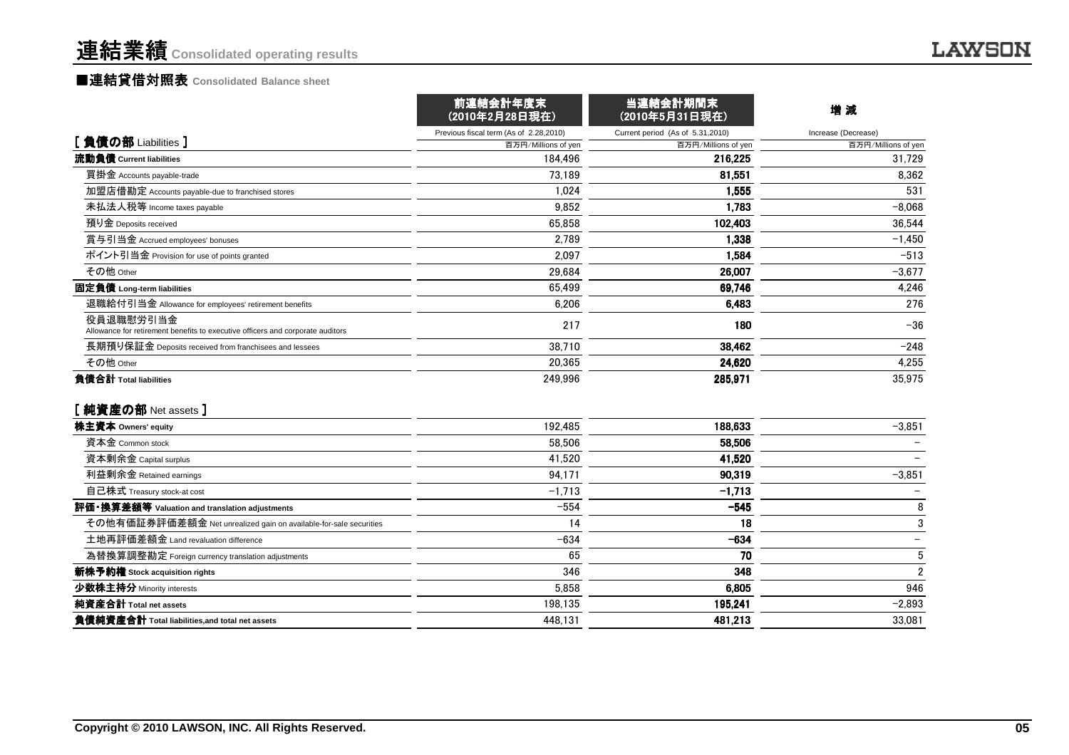# 連結業績 Consolidated operating results

## ■連結貸借対照表 Consolidated Balance sheet

| | 前連結会計年度末（2010年2月28日現在） | 当連結会計期間末（2010年5月31日現在） | 増 減 |
|---|---|---|---|
| | Previous fiscal term (As of 2.28,2010) | Current period (As of 5.31,2010) | Increase (Decrease) |
| [ 負債の部 Liabilities ] | 百万円/Millions of yen | 百万円/Millions of yen | 百万円/Millions of yen |
| **流動負債 Current liabilities** | 184,496 | 216,225 | 31,729 |
| 買掛金 Accounts payable-trade | 73,189 | 81,551 | 8,362 |
| 加盟店借勘定 Accounts payable-due to franchised stores | 1,024 | 1,555 | 531 |
| 未払法人税等 Income taxes payable | 9,852 | 1,783 | −8,068 |
| 預り金 Deposits received | 65,858 | 102,403 | 36,544 |
| 賞与引当金 Accrued employees' bonuses | 2,789 | 1,338 | −1,450 |
| ポイント引当金 Provision for use of points granted | 2,097 | 1,584 | −513 |
| その他 Other | 29,684 | 26,007 | −3,677 |
| **固定負債 Long-term liabilities** | 65,499 | 69,746 | 4,246 |
| 退職給付引当金 Allowance for employees' retirement benefits | 6,206 | 6,483 | 276 |
| 役員退職慰労引当金 Allowance for retirement benefits to executive officers and corporate auditors | 217 | 180 | −36 |
| 長期預り保証金 Deposits received from franchisees and lessees | 38,710 | 38,462 | −248 |
| その他 Other | 20,365 | 24,620 | 4,255 |
| **負債合計 Total liabilities** | 249,996 | 285,971 | 35,975 |
| [ 純資産の部 Net assets ] | | | |
| **株主資本 Owners' equity** | 192,485 | 188,633 | −3,851 |
| 資本金 Common stock | 58,506 | 58,506 | − |
| 資本剰余金 Capital surplus | 41,520 | 41,520 | − |
| 利益剰余金 Retained earnings | 94,171 | 90,319 | −3,851 |
| 自己株式 Treasury stock-at cost | −1,713 | −1,713 | − |
| **評価・換算差額等 Valuation and translation adjustments** | −554 | −545 | 8 |
| その他有価証券評価差額金 Net unrealized gain on available-for-sale securities | 14 | 18 | 3 |
| 土地再評価差額金 Land revaluation difference | −634 | −634 | − |
| 為替換算調整勘定 Foreign currency translation adjustments | 65 | 70 | 5 |
| **新株予約権 Stock acquisition rights** | 346 | 348 | 2 |
| **少数株主持分 Minority interests** | 5,858 | 6,805 | 946 |
| **純資産合計 Total net assets** | 198,135 | 195,241 | −2,893 |
| **負債純資産合計 Total liabilities,and total net assets** | 448,131 | 481,213 | 33,081 |

Copyright © 2010 LAWSON, INC. All Rights Reserved.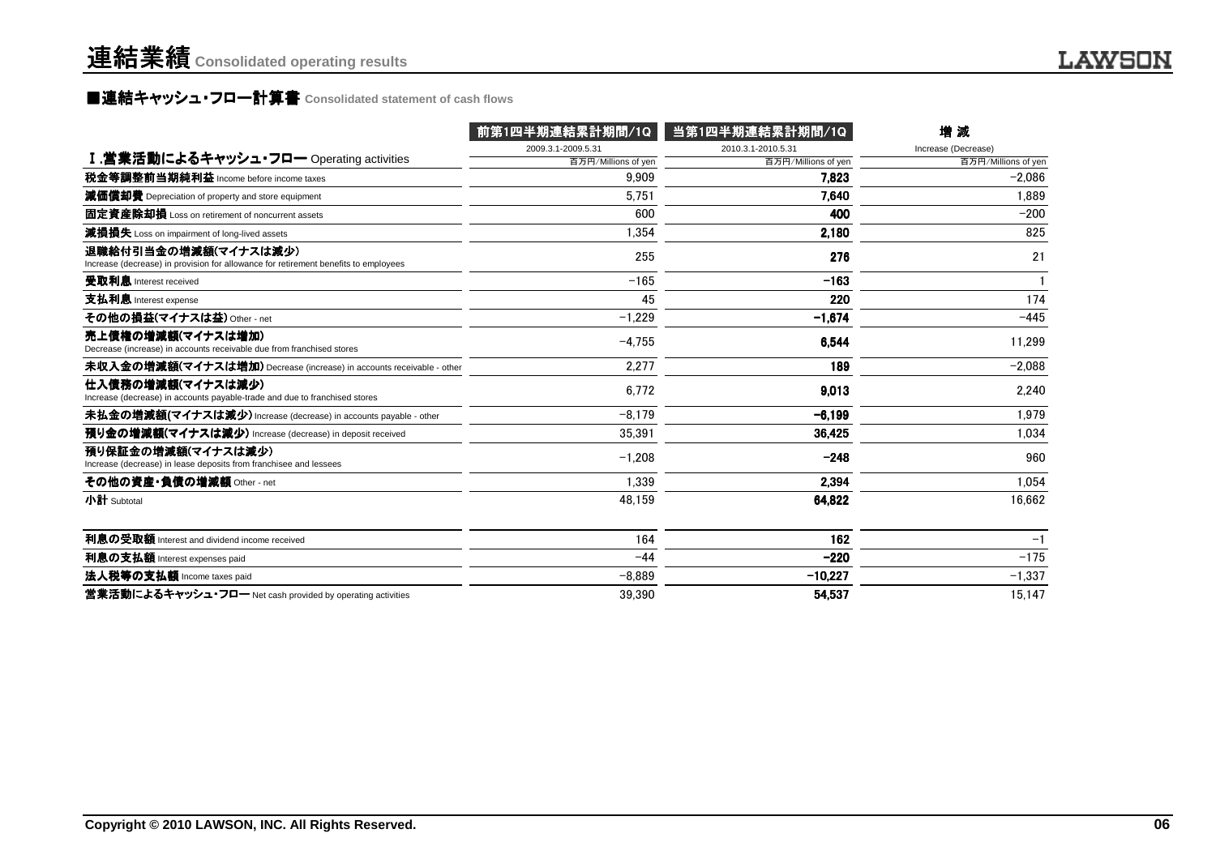# 連結業績 Consolidated operating results

## ■連結キャッシュ・フロー計算書 Consolidated statement of cash flows

| Ⅰ.営業活動によるキャッシュ・フロー Operating activities | 前第1四半期連結累計期間/1Q<br>2009.3.1-2009.5.31<br>百万円/Millions of yen | 当第1四半期連結累計期間/1Q<br>2010.3.1-2010.5.31<br>百万円/Millions of yen | 増 減<br>Increase (Decrease)<br>百万円/Millions of yen |
|---|---|---|---|
| 税金等調整前当期純利益 Income before income taxes | 9,909 | **7,823** | −2,086 |
| 減価償却費 Depreciation of property and store equipment | 5,751 | **7,640** | 1,889 |
| 固定資産除却損 Loss on retirement of noncurrent assets | 600 | **400** | −200 |
| 減損損失 Loss on impairment of long-lived assets | 1,354 | **2,180** | 825 |
| 退職給付引当金の増減額(マイナスは減少) Increase (decrease) in provision for allowance for retirement benefits to employees | 255 | **276** | 21 |
| 受取利息 Interest received | −165 | **−163** | 1 |
| 支払利息 Interest expense | 45 | **220** | 174 |
| その他の損益(マイナスは益) Other - net | −1,229 | **−1,674** | −445 |
| 売上債権の増減額(マイナスは増加) Decrease (increase) in accounts receivable due from franchised stores | −4,755 | **6,544** | 11,299 |
| 未収入金の増減額(マイナスは増加) Decrease (increase) in accounts receivable - other | 2,277 | **189** | −2,088 |
| 仕入債務の増減額(マイナスは減少) Increase (decrease) in accounts payable-trade and due to franchised stores | 6,772 | **9,013** | 2,240 |
| 未払金の増減額(マイナスは減少) Increase (decrease) in accounts payable - other | −8,179 | **−6,199** | 1,979 |
| 預り金の増減額(マイナスは減少) Increase (decrease) in deposit received | 35,391 | **36,425** | 1,034 |
| 預り保証金の増減額(マイナスは減少) Increase (decrease) in lease deposits from franchisee and lessees | −1,208 | **−248** | 960 |
| その他の資産・負債の増減額 Other - net | 1,339 | **2,394** | 1,054 |
| 小計 Subtotal | 48,159 | **64,822** | 16,662 |
| 利息の受取額 Interest and dividend income received | 164 | **162** | −1 |
| 利息の支払額 Interest expenses paid | −44 | **−220** | −175 |
| 法人税等の支払額 Income taxes paid | −8,889 | **−10,227** | −1,337 |
| 営業活動によるキャッシュ・フロー Net cash provided by operating activities | 39,390 | **54,537** | 15,147 |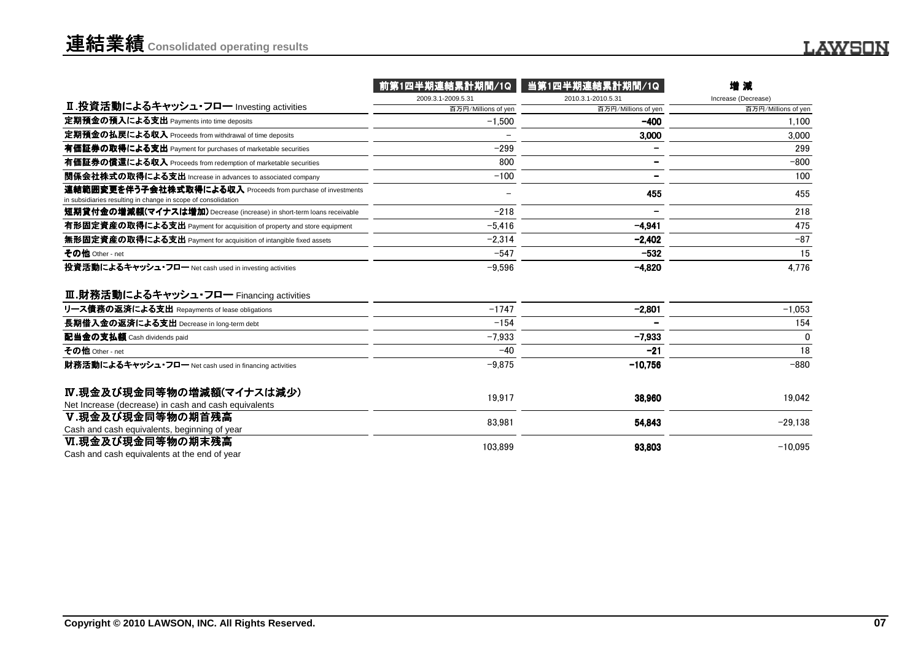# 連結業績 Consolidated operating results

| | 前第1四半期連結累計期間/1Q | 当第1四半期連結累計期間/1Q | 増 減 |
|---|---|---|---|
| | 2009.3.1-2009.5.31 | 2010.3.1-2010.5.31 | Increase (Decrease) |
| **Ⅱ.投資活動によるキャッシュ・フロー** Investing activities | 百万円/Millions of yen | 百万円/Millions of yen | 百万円/Millions of yen |
| **定期預金の預入による支出** Payments into time deposits | −1,500 | **−400** | 1,100 |
| **定期預金の払戻による収入** Proceeds from withdrawal of time deposits | − | **3,000** | 3,000 |
| **有価証券の取得による支出** Payment for purchases of marketable securities | −299 | **−** | 299 |
| **有価証券の償還による収入** Proceeds from redemption of marketable securities | 800 | **−** | −800 |
| **関係会社株式の取得による支出** Increase in advances to associated company | −100 | **−** | 100 |
| **連結範囲変更を伴う子会社株式取得による収入** Proceeds from purchase of investments in subsidiaries resulting in change in scope of consolidation | − | **455** | 455 |
| **短期貸付金の増減額(マイナスは増加)** Decrease (increase) in short-term loans receivable | −218 | **−** | 218 |
| **有形固定資産の取得による支出** Payment for acquisition of property and store equipment | −5,416 | **−4,941** | 475 |
| **無形固定資産の取得による支出** Payment for acquisition of intangible fixed assets | −2,314 | **−2,402** | −87 |
| **その他** Other - net | −547 | **−532** | 15 |
| **投資活動によるキャッシュ・フロー** Net cash used in investing activities | −9,596 | **−4,820** | 4,776 |
| **Ⅲ.財務活動によるキャッシュ・フロー** Financing activities | | | |
| **リース債務の返済による支出** Repayments of lease obligations | −1747 | **−2,801** | −1,053 |
| **長期借入金の返済による支出** Decrease in long-term debt | −154 | **−** | 154 |
| **配当金の支払額** Cash dividends paid | −7,933 | **−7,933** | 0 |
| **その他** Other - net | −40 | **−21** | 18 |
| **財務活動によるキャッシュ・フロー** Net cash used in financing activities | −9,875 | **−10,756** | −880 |
| **Ⅳ.現金及び現金同等物の増減額(マイナスは減少)** Net Increase (decrease) in cash and cash equivalents | 19,917 | **38,960** | 19,042 |
| **Ⅴ.現金及び現金同等物の期首残高** Cash and cash equivalents, beginning of year | 83,981 | **54,843** | −29,138 |
| **Ⅵ.現金及び現金同等物の期末残高** Cash and cash equivalents at the end of year | 103,899 | **93,803** | −10,095 |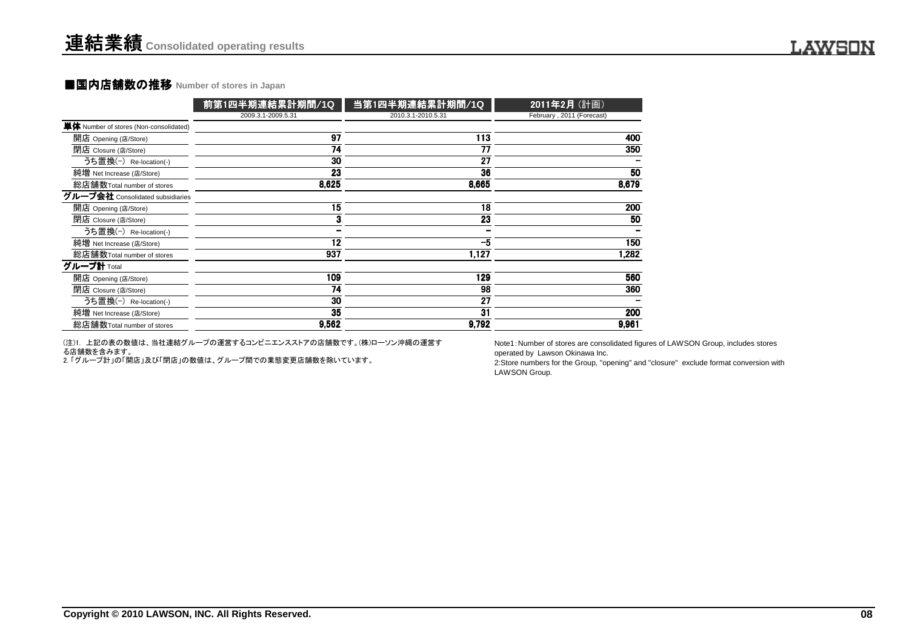# 連結業績 Consolidated operating results

## ■国内店舗数の推移 Number of stores in Japan

| | 前第1四半期連結累計期間/1Q 2009.3.1-2009.5.31 | 当第1四半期連結累計期間/1Q 2010.3.1-2010.5.31 | 2011年2月（計画） February , 2011 (Forecast) |
|---|---|---|---|
| **単体** Number of stores (Non-consolidated) | | | |
| 開店 Opening (店/Store) | 97 | 113 | 400 |
| 閉店 Closure (店/Store) | 74 | 77 | 350 |
| うち置換(-) Re-location(-) | 30 | 27 | − |
| 純増 Net Increase (店/Store) | 23 | 36 | 50 |
| 総店舗数Total number of stores | 8,625 | 8,665 | 8,679 |
| **グループ会社** Consolidated subsidiaries | | | |
| 開店 Opening (店/Store) | 15 | 18 | 200 |
| 閉店 Closure (店/Store) | 3 | 23 | 50 |
| うち置換(-) Re-location(-) | − | − | − |
| 純増 Net Increase (店/Store) | 12 | −5 | 150 |
| 総店舗数Total number of stores | 937 | 1,127 | 1,282 |
| **グループ計** Total | | | |
| 開店 Opening (店/Store) | 109 | 129 | 560 |
| 閉店 Closure (店/Store) | 74 | 98 | 360 |
| うち置換(-) Re-location(-) | 30 | 27 | − |
| 純増 Net Increase (店/Store) | 35 | 31 | 200 |
| 総店舗数Total number of stores | 9,562 | 9,792 | 9,961 |

(注)1. 上記の表の数値は、当社連結グループの運営するコンビニエンスストアの店舗数です。(株)ローソン沖縄の運営する店舗数を含みます。
2.「グループ計」の「開店」及び「閉店」の数値は、グループ間での業態変更店舗数を除いています。

Note1: Number of stores are consolidated figures of LAWSON Group, includes stores operated by Lawson Okinawa Inc.
2:Store numbers for the Group, "opening" and "closure" exclude format conversion with LAWSON Group.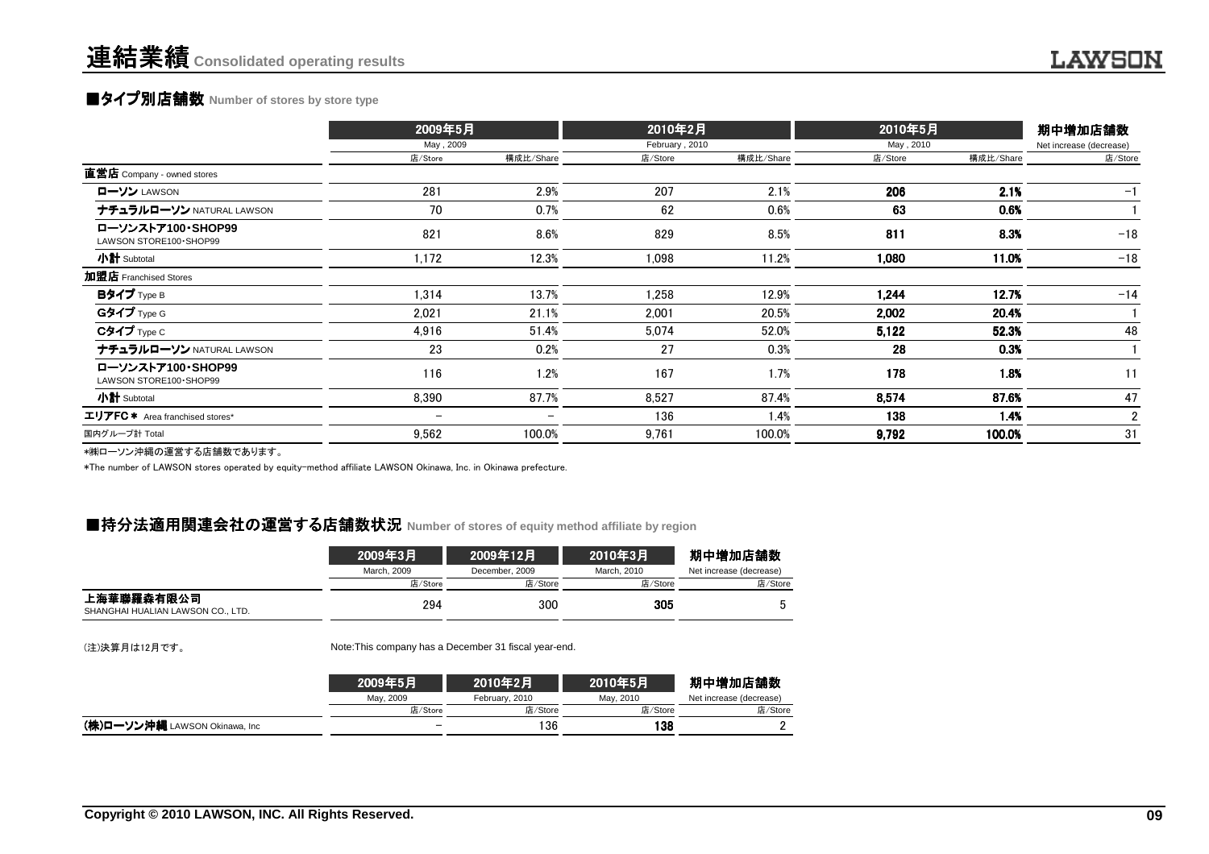# 連結業績 Consolidated operating results

## ■タイプ別店舗数 Number of stores by store type

| | 2009年5月 May , 2009 | | 2010年2月 February , 2010 | | 2010年5月 May , 2010 | | 期中増加店舗数 Net increase (decrease) |
|---|---|---|---|---|---|---|---|
| | 店/Store | 構成比/Share | 店/Store | 構成比/Share | 店/Store | 構成比/Share | 店/Store |
| **直営店** Company - owned stores | | | | | | | |
| **ローソン** LAWSON | 281 | 2.9% | 207 | 2.1% | **206** | **2.1%** | −1 |
| **ナチュラルローソン** NATURAL LAWSON | 70 | 0.7% | 62 | 0.6% | **63** | **0.6%** | 1 |
| **ローソンストア100・SHOP99** LAWSON STORE100・SHOP99 | 821 | 8.6% | 829 | 8.5% | **811** | **8.3%** | −18 |
| **小計** Subtotal | 1,172 | 12.3% | 1,098 | 11.2% | **1,080** | **11.0%** | −18 |
| **加盟店** Franchised Stores | | | | | | | |
| **Bタイプ** Type B | 1,314 | 13.7% | 1,258 | 12.9% | **1,244** | **12.7%** | −14 |
| **Gタイプ** Type G | 2,021 | 21.1% | 2,001 | 20.5% | **2,002** | **20.4%** | 1 |
| **Cタイプ** Type C | 4,916 | 51.4% | 5,074 | 52.0% | **5,122** | **52.3%** | 48 |
| **ナチュラルローソン** NATURAL LAWSON | 23 | 0.2% | 27 | 0.3% | **28** | **0.3%** | 1 |
| **ローソンストア100・SHOP99** LAWSON STORE100・SHOP99 | 116 | 1.2% | 167 | 1.7% | **178** | **1.8%** | 11 |
| **小計** Subtotal | 8,390 | 87.7% | 8,527 | 87.4% | **8,574** | **87.6%** | 47 |
| **エリアFC＊** Area franchised stores* | − | − | 136 | 1.4% | **138** | **1.4%** | 2 |
| 国内グループ計 Total | 9,562 | 100.0% | 9,761 | 100.0% | **9,792** | **100.0%** | 31 |

＊㈱ローソン沖縄の運営する店舗数であります。

*The number of LAWSON stores operated by equity-method affiliate LAWSON Okinawa, Inc. in Okinawa prefecture.

## ■持分法適用関連会社の運営する店舗数状況 Number of stores of equity method affiliate by region

| | 2009年3月 March, 2009 | 2009年12月 December, 2009 | 2010年3月 March, 2010 | 期中増加店舗数 Net increase (decrease) |
|---|---|---|---|---|
| | 店/Store | 店/Store | 店/Store | 店/Store |
| **上海華聯羅森有限公司** SHANGHAI HUALIAN LAWSON CO., LTD. | 294 | 300 | **305** | 5 |

(注)決算月は12月です。

Note:This company has a December 31 fiscal year-end.

| | 2009年5月 May, 2009 | 2010年2月 February, 2010 | 2010年5月 May, 2010 | 期中増加店舗数 Net increase (decrease) |
|---|---|---|---|---|
| | 店/Store | 店/Store | 店/Store | 店/Store |
| **(株)ローソン沖縄** LAWSON Okinawa, Inc | − | 136 | **138** | 2 |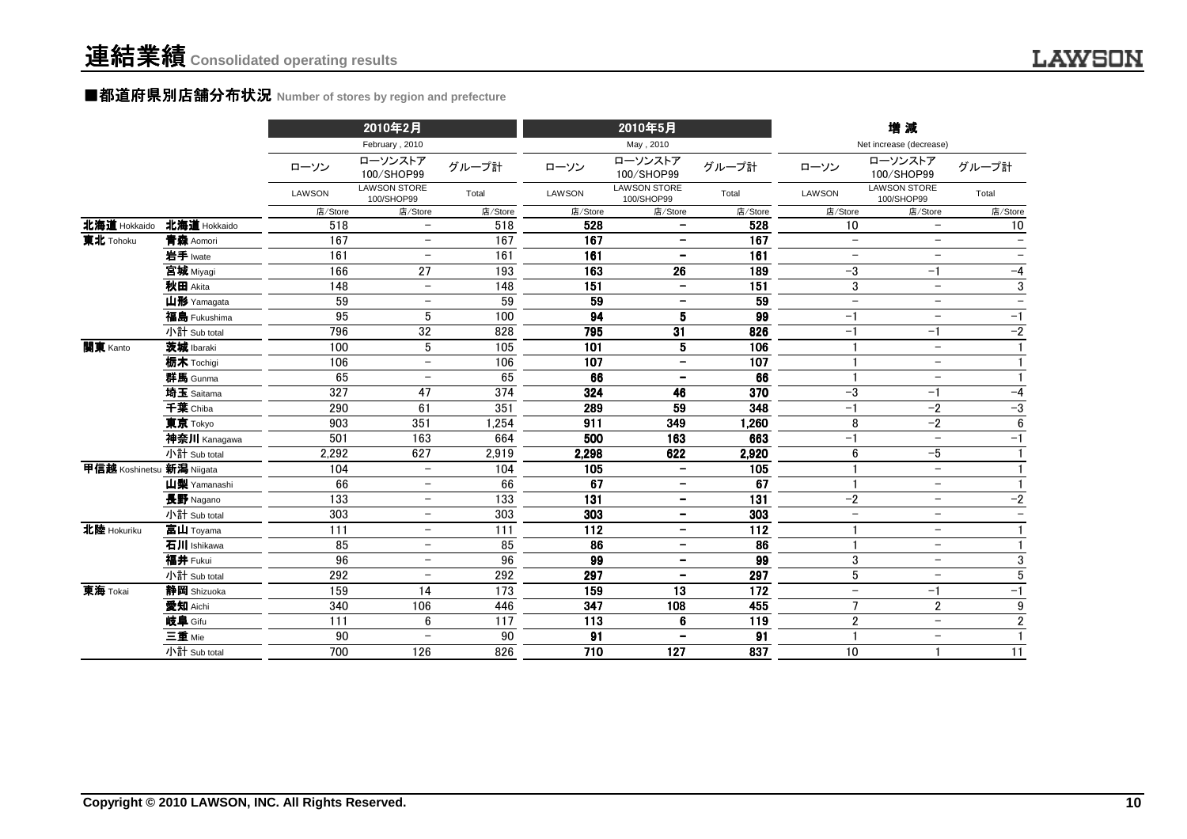# 連結業績 Consolidated operating results

## ■都道府県別店舗分布状況 Number of stores by region and prefecture

| | | 2010年2月 February , 2010 | | | 2010年5月 May , 2010 | | | 増 減 Net increase (decrease) | | |
|---|---|---|---|---|---|---|---|---|---|---|
| | | ローソン LAWSON | ローソンストア100/SHOP99 LAWSON STORE 100/SHOP99 | グループ計 Total | ローソン LAWSON | ローソンストア100/SHOP99 LAWSON STORE 100/SHOP99 | グループ計 Total | ローソン LAWSON | ローソンストア100/SHOP99 LAWSON STORE 100/SHOP99 | グループ計 Total |
| | | 店/Store | 店/Store | 店/Store | 店/Store | 店/Store | 店/Store | 店/Store | 店/Store | 店/Store |
| 北海道 Hokkaido | 北海道 Hokkaido | 518 | − | 518 | 528 | − | 528 | 10 | − | 10 |
| 東北 Tohoku | 青森 Aomori | 167 | − | 167 | 167 | − | 167 | − | − | − |
| | 岩手 Iwate | 161 | − | 161 | 161 | − | 161 | − | − | − |
| | 宮城 Miyagi | 166 | 27 | 193 | 163 | 26 | 189 | −3 | −1 | −4 |
| | 秋田 Akita | 148 | − | 148 | 151 | − | 151 | 3 | − | 3 |
| | 山形 Yamagata | 59 | − | 59 | 59 | − | 59 | − | − | − |
| | 福島 Fukushima | 95 | 5 | 100 | 94 | 5 | 99 | −1 | − | −1 |
| | 小計 Sub total | 796 | 32 | 828 | 795 | 31 | 826 | −1 | −1 | −2 |
| 関東 Kanto | 茨城 Ibaraki | 100 | 5 | 105 | 101 | 5 | 106 | 1 | − | 1 |
| | 栃木 Tochigi | 106 | − | 106 | 107 | − | 107 | 1 | − | 1 |
| | 群馬 Gunma | 65 | − | 65 | 66 | − | 66 | 1 | − | 1 |
| | 埼玉 Saitama | 327 | 47 | 374 | 324 | 46 | 370 | −3 | −1 | −4 |
| | 千葉 Chiba | 290 | 61 | 351 | 289 | 59 | 348 | −1 | −2 | −3 |
| | 東京 Tokyo | 903 | 351 | 1,254 | 911 | 349 | 1,260 | 8 | −2 | 6 |
| | 神奈川 Kanagawa | 501 | 163 | 664 | 500 | 163 | 663 | −1 | − | −1 |
| | 小計 Sub total | 2,292 | 627 | 2,919 | 2,298 | 622 | 2,920 | 6 | −5 | 1 |
| 甲信越 Koshinetsu | 新潟 Niigata | 104 | − | 104 | 105 | − | 105 | 1 | − | 1 |
| | 山梨 Yamanashi | 66 | − | 66 | 67 | − | 67 | 1 | − | 1 |
| | 長野 Nagano | 133 | − | 133 | 131 | − | 131 | −2 | − | −2 |
| | 小計 Sub total | 303 | − | 303 | 303 | − | 303 | − | − | − |
| 北陸 Hokuriku | 富山 Toyama | 111 | − | 111 | 112 | − | 112 | 1 | − | 1 |
| | 石川 Ishikawa | 85 | − | 85 | 86 | − | 86 | 1 | − | 1 |
| | 福井 Fukui | 96 | − | 96 | 99 | − | 99 | 3 | − | 3 |
| | 小計 Sub total | 292 | − | 292 | 297 | − | 297 | 5 | − | 5 |
| 東海 Tokai | 静岡 Shizuoka | 159 | 14 | 173 | 159 | 13 | 172 | − | −1 | −1 |
| | 愛知 Aichi | 340 | 106 | 446 | 347 | 108 | 455 | 7 | 2 | 9 |
| | 岐阜 Gifu | 111 | 6 | 117 | 113 | 6 | 119 | 2 | − | 2 |
| | 三重 Mie | 90 | − | 90 | 91 | − | 91 | 1 | − | 1 |
| | 小計 Sub total | 700 | 126 | 826 | 710 | 127 | 837 | 10 | 1 | 11 |

Copyright © 2010 LAWSON, INC. All Rights Reserved.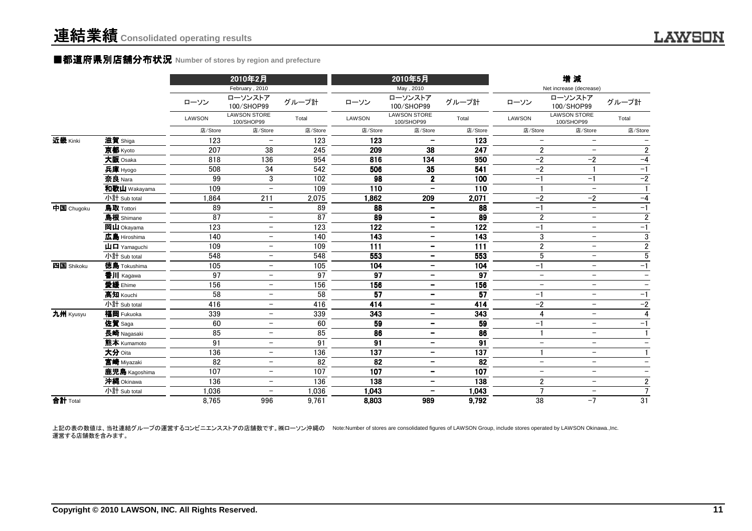# 連結業績 Consolidated operating results

## ■都道府県別店舗分布状況 Number of stores by region and prefecture

| | | 2010年2月 February , 2010 | | | 2010年5月 May , 2010 | | | 増 減 Net increase (decrease) | | |
|---|---|---|---|---|---|---|---|---|---|---|
| | | ローソン LAWSON | ローソンストア100/SHOP99 LAWSON STORE 100/SHOP99 | グループ計 Total | ローソン LAWSON | ローソンストア100/SHOP99 LAWSON STORE 100/SHOP99 | グループ計 Total | ローソン LAWSON | ローソンストア100/SHOP99 LAWSON STORE 100/SHOP99 | グループ計 Total |
| | | 店/Store | 店/Store | 店/Store | 店/Store | 店/Store | 店/Store | 店/Store | 店/Store | 店/Store |
| 近畿 Kinki | 滋賀 Shiga | 123 | − | 123 | 123 | − | 123 | − | − | − |
| | 京都 Kyoto | 207 | 38 | 245 | 209 | 38 | 247 | 2 | − | 2 |
| | 大阪 Osaka | 818 | 136 | 954 | 816 | 134 | 950 | −2 | −2 | −4 |
| | 兵庫 Hyogo | 508 | 34 | 542 | 506 | 35 | 541 | −2 | 1 | −1 |
| | 奈良 Nara | 99 | 3 | 102 | 98 | 2 | 100 | −1 | −1 | −2 |
| | 和歌山 Wakayama | 109 | − | 109 | 110 | − | 110 | 1 | − | 1 |
| | 小計 Sub total | 1,864 | 211 | 2,075 | 1,862 | 209 | 2,071 | −2 | −2 | −4 |
| 中国 Chugoku | 鳥取 Tottori | 89 | − | 89 | 88 | − | 88 | −1 | − | −1 |
| | 島根 Shimane | 87 | − | 87 | 89 | − | 89 | 2 | − | 2 |
| | 岡山 Okayama | 123 | − | 123 | 122 | − | 122 | −1 | − | −1 |
| | 広島 Hiroshima | 140 | − | 140 | 143 | − | 143 | 3 | − | 3 |
| | 山口 Yamaguchi | 109 | − | 109 | 111 | − | 111 | 2 | − | 2 |
| | 小計 Sub total | 548 | − | 548 | 553 | − | 553 | 5 | − | 5 |
| 四国 Shikoku | 徳島 Tokushima | 105 | − | 105 | 104 | − | 104 | −1 | − | −1 |
| | 香川 Kagawa | 97 | − | 97 | 97 | − | 97 | − | − | − |
| | 愛媛 Ehime | 156 | − | 156 | 156 | − | 156 | − | − | − |
| | 高知 Kouchi | 58 | − | 58 | 57 | − | 57 | −1 | − | −1 |
| | 小計 Sub total | 416 | − | 416 | 414 | − | 414 | −2 | − | −2 |
| 九州 Kyusyu | 福岡 Fukuoka | 339 | − | 339 | 343 | − | 343 | 4 | − | 4 |
| | 佐賀 Saga | 60 | − | 60 | 59 | − | 59 | −1 | − | −1 |
| | 長崎 Nagasaki | 85 | − | 85 | 86 | − | 86 | 1 | − | 1 |
| | 熊本 Kumamoto | 91 | − | 91 | 91 | − | 91 | − | − | − |
| | 大分 Oita | 136 | − | 136 | 137 | − | 137 | 1 | − | 1 |
| | 宮崎 Miyazaki | 82 | − | 82 | 82 | − | 82 | − | − | − |
| | 鹿児島 Kagoshima | 107 | − | 107 | 107 | − | 107 | − | − | − |
| | 沖縄 Okinawa | 136 | − | 136 | 138 | − | 138 | 2 | − | 2 |
| | 小計 Sub total | 1,036 | − | 1,036 | 1,043 | − | 1,043 | 7 | − | 7 |
| 合計 Total | | 8,765 | 996 | 9,761 | 8,803 | 989 | 9,792 | 38 | −7 | 31 |

上記の表の数値は、当社連結グループの運営するコンビニエンスストアの店舗数です。㈱ローソン沖縄の運営する店舗数を含みます。

Note:Number of stores are consolidated figures of LAWSON Group, include stores operated by LAWSON Okinawa.,Inc.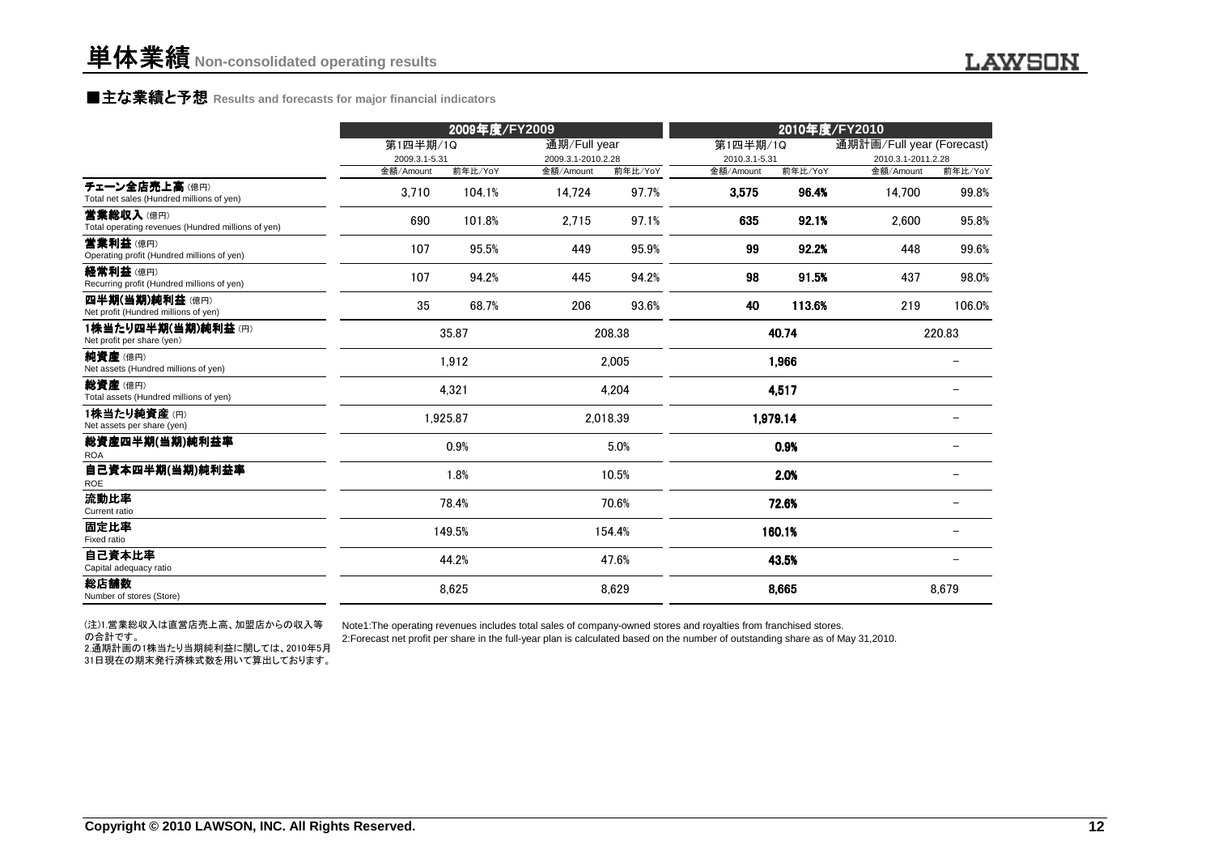# 単体業績 Non-consolidated operating results

## ■主な業績と予想 Results and forecasts for major financial indicators

| | 2009年度/FY2009 | | | | 2010年度/FY2010 | | | |
|---|---|---|---|---|---|---|---|---|
| | 第1四半期/1Q 2009.3.1-5.31 | | 通期/Full year 2009.3.1-2010.2.28 | | 第1四半期/1Q 2010.3.1-5.31 | | 通期計画/Full year (Forecast) 2010.3.1-2011.2.28 | |
| | 金額/Amount | 前年比/YoY | 金額/Amount | 前年比/YoY | 金額/Amount | 前年比/YoY | 金額/Amount | 前年比/YoY |
| **チェーン全店売上高**（億円） Total net sales (Hundred millions of yen) | 3,710 | 104.1% | 14,724 | 97.7% | **3,575** | **96.4%** | 14,700 | 99.8% |
| **営業総収入**（億円） Total operating revenues (Hundred millions of yen) | 690 | 101.8% | 2,715 | 97.1% | **635** | **92.1%** | 2,600 | 95.8% |
| **営業利益**（億円） Operating profit (Hundred millions of yen) | 107 | 95.5% | 449 | 95.9% | **99** | **92.2%** | 448 | 99.6% |
| **経常利益**（億円） Recurring profit (Hundred millions of yen) | 107 | 94.2% | 445 | 94.2% | **98** | **91.5%** | 437 | 98.0% |
| **四半期(当期)純利益**（億円） Net profit (Hundred millions of yen) | 35 | 68.7% | 206 | 93.6% | **40** | **113.6%** | 219 | 106.0% |
| **1株当たり四半期(当期)純利益**（円） Net profit per share (yen) | 35.87 | | 208.38 | | **40.74** | | 220.83 | |
| **純資産**（億円） Net assets (Hundred millions of yen) | 1,912 | | 2,005 | | **1,966** | | － | |
| **総資産**（億円） Total assets (Hundred millions of yen) | 4,321 | | 4,204 | | **4,517** | | － | |
| **1株当たり純資産**（円） Net assets per share (yen) | 1,925.87 | | 2,018.39 | | **1,979.14** | | － | |
| **総資産四半期(当期)純利益率** ROA | 0.9% | | 5.0% | | **0.9%** | | － | |
| **自己資本四半期(当期)純利益率** ROE | 1.8% | | 10.5% | | **2.0%** | | － | |
| **流動比率** Current ratio | 78.4% | | 70.6% | | **72.6%** | | － | |
| **固定比率** Fixed ratio | 149.5% | | 154.4% | | **160.1%** | | － | |
| **自己資本比率** Capital adequacy ratio | 44.2% | | 47.6% | | **43.5%** | | － | |
| **総店舗数** Number of stores (Store) | 8,625 | | 8,629 | | **8,665** | | 8,679 | |

(注)1.営業総収入は直営店売上高、加盟店からの収入等の合計です。
2.通期計画の1株当たり当期純利益に関しては、2010年5月31日現在の期末発行済株式数を用いて算出しております。

Note1:The operating revenues includes total sales of company-owned stores and royalties from franchised stores.
2:Forecast net profit per share in the full-year plan is calculated based on the number of outstanding share as of May 31,2010.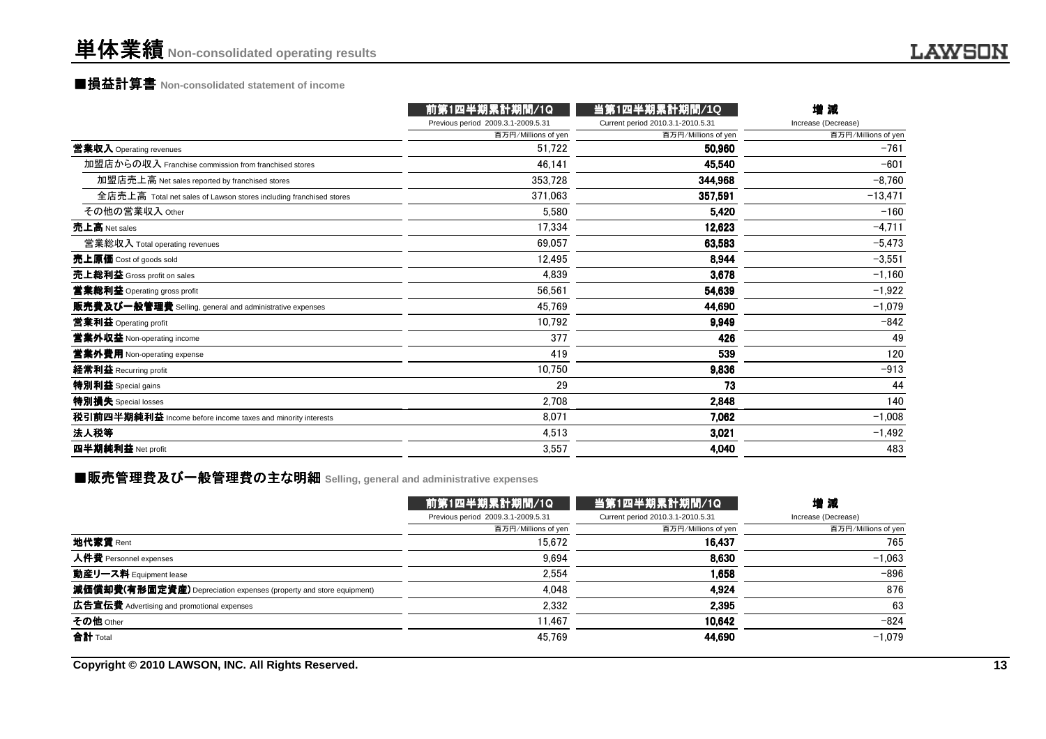# 単体業績 Non-consolidated operating results

## ■損益計算書 Non-consolidated statement of income

| | 前第1四半期累計期間/1Q<br>Previous period 2009.3.1-2009.5.31<br>百万円/Millions of yen | 当第1四半期累計期間/1Q<br>Current period 2010.3.1-2010.5.31<br>百万円/Millions of yen | 増 減<br>Increase (Decrease)<br>百万円/Millions of yen |
|---|---|---|---|
| **営業収入** Operating revenues | 51,722 | **50,960** | −761 |
| 加盟店からの収入 Franchise commission from franchised stores | 46,141 | **45,540** | −601 |
| 加盟店売上高 Net sales reported by franchised stores | 353,728 | **344,968** | −8,760 |
| 全店売上高 Total net sales of Lawson stores including franchised stores | 371,063 | **357,591** | −13,471 |
| その他の営業収入 Other | 5,580 | **5,420** | −160 |
| **売上高** Net sales | 17,334 | **12,623** | −4,711 |
| 営業総収入 Total operating revenues | 69,057 | **63,583** | −5,473 |
| **売上原価** Cost of goods sold | 12,495 | **8,944** | −3,551 |
| **売上総利益** Gross profit on sales | 4,839 | **3,678** | −1,160 |
| **営業総利益** Operating gross profit | 56,561 | **54,639** | −1,922 |
| **販売費及び一般管理費** Selling, general and administrative expenses | 45,769 | **44,690** | −1,079 |
| **営業利益** Operating profit | 10,792 | **9,949** | −842 |
| **営業外収益** Non-operating income | 377 | **426** | 49 |
| **営業外費用** Non-operating expense | 419 | **539** | 120 |
| **経常利益** Recurring profit | 10,750 | **9,836** | −913 |
| **特別利益** Special gains | 29 | **73** | 44 |
| **特別損失** Special losses | 2,708 | **2,848** | 140 |
| **税引前四半期純利益** Income before income taxes and minority interests | 8,071 | **7,062** | −1,008 |
| **法人税等** | 4,513 | **3,021** | −1,492 |
| **四半期純利益** Net profit | 3,557 | **4,040** | 483 |

## ■販売管理費及び一般管理費の主な明細 Selling, general and administrative expenses

| | 前第1四半期累計期間/1Q<br>Previous period 2009.3.1-2009.5.31<br>百万円/Millions of yen | 当第1四半期累計期間/1Q<br>Current period 2010.3.1-2010.5.31<br>百万円/Millions of yen | 増 減<br>Increase (Decrease)<br>百万円/Millions of yen |
|---|---|---|---|
| **地代家賃** Rent | 15,672 | **16,437** | 765 |
| **人件費** Personnel expenses | 9,694 | **8,630** | −1,063 |
| **動産リース料** Equipment lease | 2,554 | **1,658** | −896 |
| **減価償却費(有形固定資産)** Depreciation expenses (property and store equipment) | 4,048 | **4,924** | 876 |
| **広告宣伝費** Advertising and promotional expenses | 2,332 | **2,395** | 63 |
| **その他** Other | 11,467 | **10,642** | −824 |
| **合計** Total | 45,769 | **44,690** | −1,079 |

Copyright © 2010 LAWSON, INC. All Rights Reserved.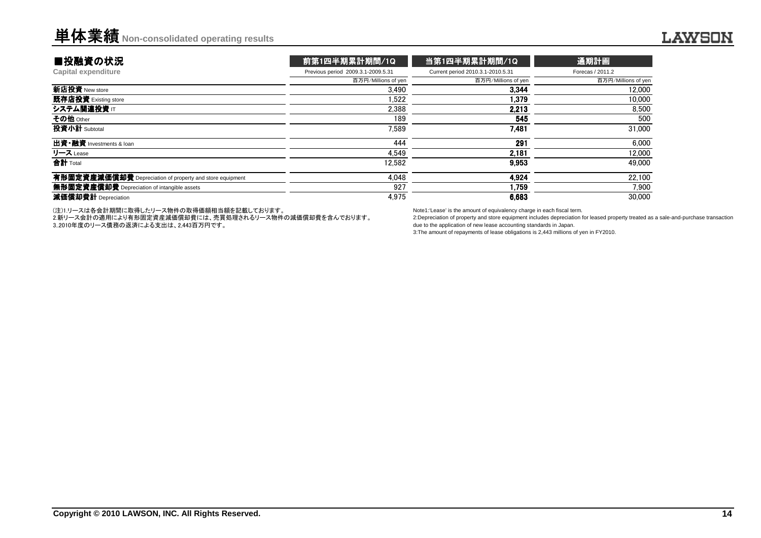# 単体業績 Non-consolidated operating results

## ■投融資の状況

**Capital expenditure**

| | 前第1四半期累計期間/1Q | 当第1四半期累計期間/1Q | 通期計画 |
|---|---|---|---|
| | Previous period 2009.3.1-2009.5.31 | Current period 2010.3.1-2010.5.31 | Forecas / 2011.2 |
| | 百万円/Millions of yen | 百万円/Millions of yen | 百万円/Millions of yen |
| **新店投資** New store | 3,490 | **3,344** | 12,000 |
| **既存店投資** Existing store | 1,522 | **1,379** | 10,000 |
| **システム関連投資** IT | 2,388 | **2,213** | 8,500 |
| **その他** Other | 189 | **545** | 500 |
| **投資小計** Subtotal | 7,589 | **7,481** | 31,000 |
| **出資・融資** Investments & loan | 444 | **291** | 6,000 |
| **リース** Lease | 4,549 | **2,181** | 12,000 |
| **合計** Total | 12,582 | **9,953** | 49,000 |
| **有形固定資産減価償却費** Depreciation of property and store equipment | 4,048 | **4,924** | 22,100 |
| **無形固定資産償却費** Depreciation of intangible assets | 927 | **1,759** | 7,900 |
| **減価償却費計** Depreciation | 4,975 | **6,683** | 30,000 |

(注)1.リースは各会計期間に取得したリース物件の取得価額相当額を記載しております。
2.新リース会計の適用により有形固定資産減価償却費には、売買処理されるリース物件の減価償却費を含んでおります。
3..2010年度のリース債務の返済による支出は、2,443百万円です。

Note1:'Lease' is the amount of equivalency charge in each fiscal term.
2:Depreciation of property and store equipment includes depreciation for leased property treated as a sale-and-purchase transaction due to the application of new lease accounting standards in Japan.
3:The amount of repayments of lease obligations is 2,443 millions of yen in FY2010.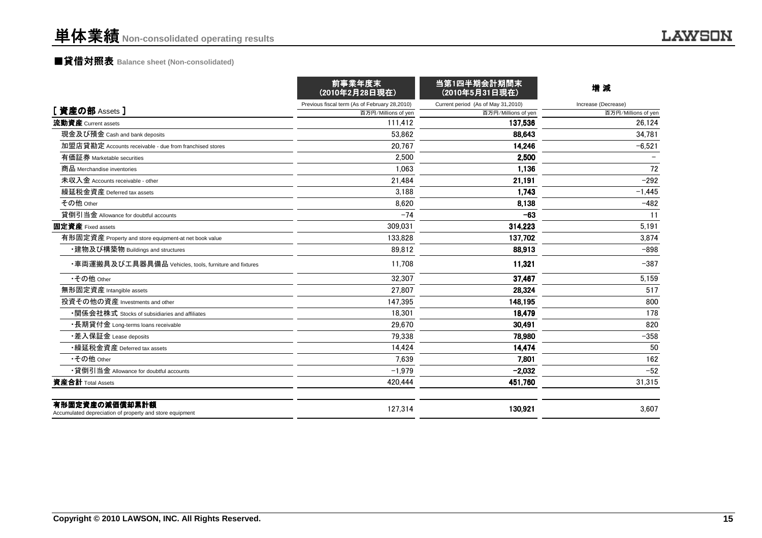# 単体業績 Non-consolidated operating results

## ■貸借対照表 Balance sheet (Non-consolidated)

| [ 資産の部 Assets ] | 前事業年度末（2010年2月28日現在） Previous fiscal term (As of February 28,2010) 百万円/Millions of yen | 当第1四半期会計期間末（2010年5月31日現在） Current period (As of May 31,2010) 百万円/Millions of yen | 増 減 Increase (Decrease) 百万円/Millions of yen |
|---|---|---|---|
| **流動資産** Current assets | 111,412 | **137,536** | 26,124 |
| 現金及び預金 Cash and bank deposits | 53,862 | **88,643** | 34,781 |
| 加盟店貸勘定 Accounts receivable - due from franchised stores | 20,767 | **14,246** | −6,521 |
| 有価証券 Marketable securities | 2,500 | **2,500** | − |
| 商品 Merchandise inventories | 1,063 | **1,136** | 72 |
| 未収入金 Accounts receivable - other | 21,484 | **21,191** | −292 |
| 繰延税金資産 Deferred tax assets | 3,188 | **1,743** | −1,445 |
| その他 Other | 8,620 | **8,138** | −482 |
| 貸倒引当金 Allowance for doubtful accounts | −74 | **−63** | 11 |
| **固定資産** Fixed assets | 309,031 | **314,223** | 5,191 |
| 有形固定資産 Property and store equipment-at net book value | 133,828 | **137,702** | 3,874 |
| ・建物及び構築物 Buildings and structures | 89,812 | **88,913** | −898 |
| ・車両運搬具及び工具器具備品 Vehicles, tools, furniture and fixtures | 11,708 | **11,321** | −387 |
| ・その他 Other | 32,307 | **37,467** | 5,159 |
| 無形固定資産 Intangible assets | 27,807 | **28,324** | 517 |
| 投資その他の資産 Investments and other | 147,395 | **148,195** | 800 |
| ・関係会社株式 Stocks of subsidiaries and affiliates | 18,301 | **18,479** | 178 |
| ・長期貸付金 Long-terms loans receivable | 29,670 | **30,491** | 820 |
| ・差入保証金 Lease deposits | 79,338 | **78,980** | −358 |
| ・繰延税金資産 Deferred tax assets | 14,424 | **14,474** | 50 |
| ・その他 Other | 7,639 | **7,801** | 162 |
| ・貸倒引当金 Allowance for doubtful accounts | −1,979 | **−2,032** | −52 |
| **資産合計** Total Assets | 420,444 | **451,760** | 31,315 |
| **有形固定資産の減価償却累計額** Accumulated depreciation of property and store equipment | 127,314 | **130,921** | 3,607 |

Copyright © 2010 LAWSON, INC. All Rights Reserved.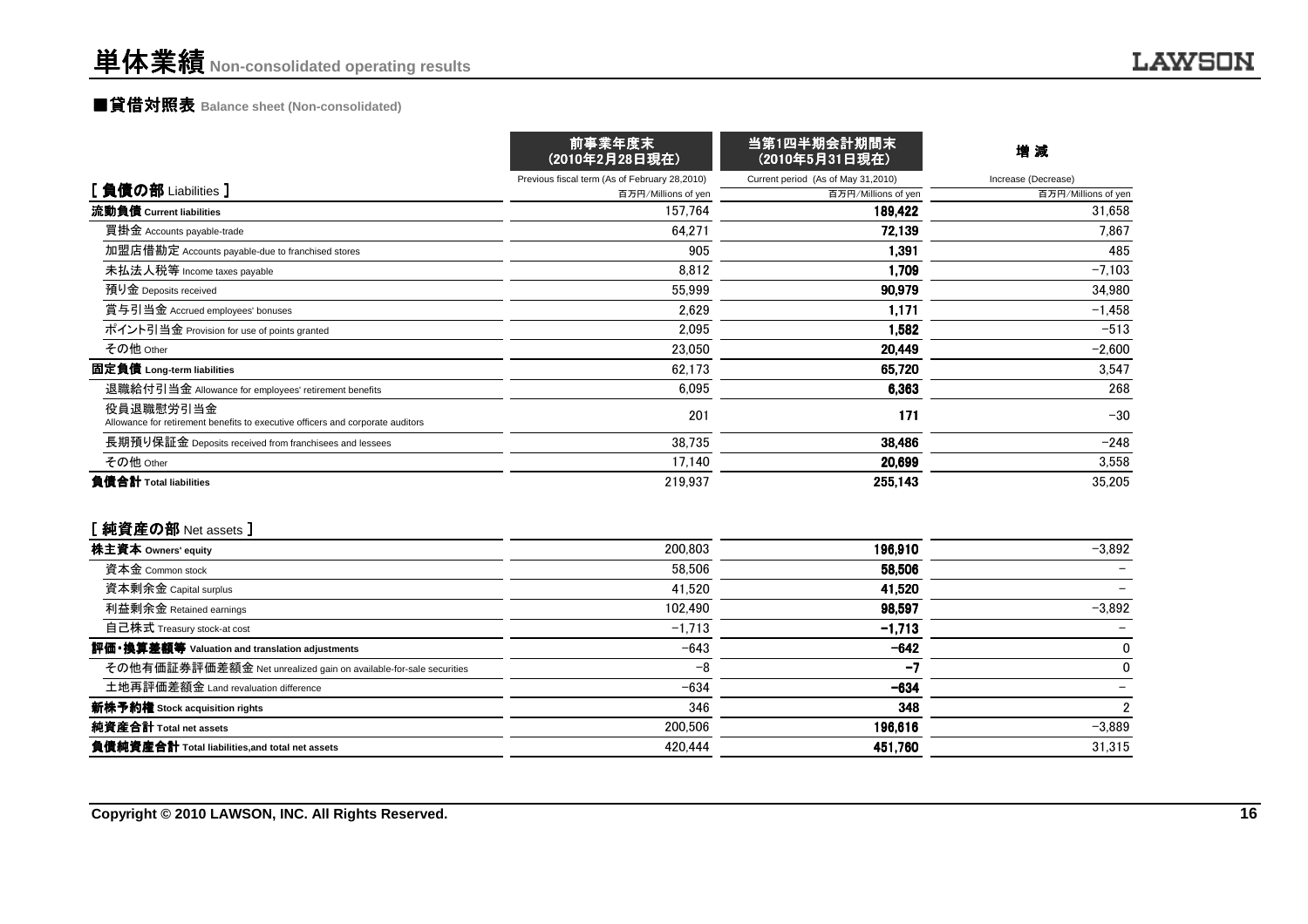# 単体業績 Non-consolidated operating results

## ■貸借対照表 Balance sheet (Non-consolidated)

| [ 負債の部 Liabilities ] | 前事業年度末（2010年2月28日現在） Previous fiscal term (As of February 28,2010) 百万円/Millions of yen | 当第1四半期会計期間末（2010年5月31日現在） Current period (As of May 31,2010) 百万円/Millions of yen | 増 減 Increase (Decrease) 百万円/Millions of yen |
|---|---|---|---|
| **流動負債 Current liabilities** | 157,764 | 189,422 | 31,658 |
| 買掛金 Accounts payable-trade | 64,271 | 72,139 | 7,867 |
| 加盟店借勘定 Accounts payable-due to franchised stores | 905 | 1,391 | 485 |
| 未払法人税等 Income taxes payable | 8,812 | 1,709 | −7,103 |
| 預り金 Deposits received | 55,999 | 90,979 | 34,980 |
| 賞与引当金 Accrued employees' bonuses | 2,629 | 1,171 | −1,458 |
| ポイント引当金 Provision for use of points granted | 2,095 | 1,582 | −513 |
| その他 Other | 23,050 | 20,449 | −2,600 |
| **固定負債 Long-term liabilities** | 62,173 | 65,720 | 3,547 |
| 退職給付引当金 Allowance for employees' retirement benefits | 6,095 | 6,363 | 268 |
| 役員退職慰労引当金 Allowance for retirement benefits to executive officers and corporate auditors | 201 | 171 | −30 |
| 長期預り保証金 Deposits received from franchisees and lessees | 38,735 | 38,486 | −248 |
| その他 Other | 17,140 | 20,699 | 3,558 |
| **負債合計 Total liabilities** | 219,937 | 255,143 | 35,205 |

| [ 純資産の部 Net assets ] | 前事業年度末 | 当第1四半期会計期間末 | 増 減 |
|---|---|---|---|
| **株主資本 Owners' equity** | 200,803 | 196,910 | −3,892 |
| 資本金 Common stock | 58,506 | 58,506 | − |
| 資本剰余金 Capital surplus | 41,520 | 41,520 | − |
| 利益剰余金 Retained earnings | 102,490 | 98,597 | −3,892 |
| 自己株式 Treasury stock-at cost | −1,713 | −1,713 | − |
| **評価・換算差額等 Valuation and translation adjustments** | −643 | −642 | 0 |
| その他有価証券評価差額金 Net unrealized gain on available-for-sale securities | −8 | −7 | 0 |
| 土地再評価差額金 Land revaluation difference | −634 | −634 | − |
| **新株予約権 Stock acquisition rights** | 346 | 348 | 2 |
| **純資産合計 Total net assets** | 200,506 | 196,616 | −3,889 |
| **負債純資産合計 Total liabilities,and total net assets** | 420,444 | 451,760 | 31,315 |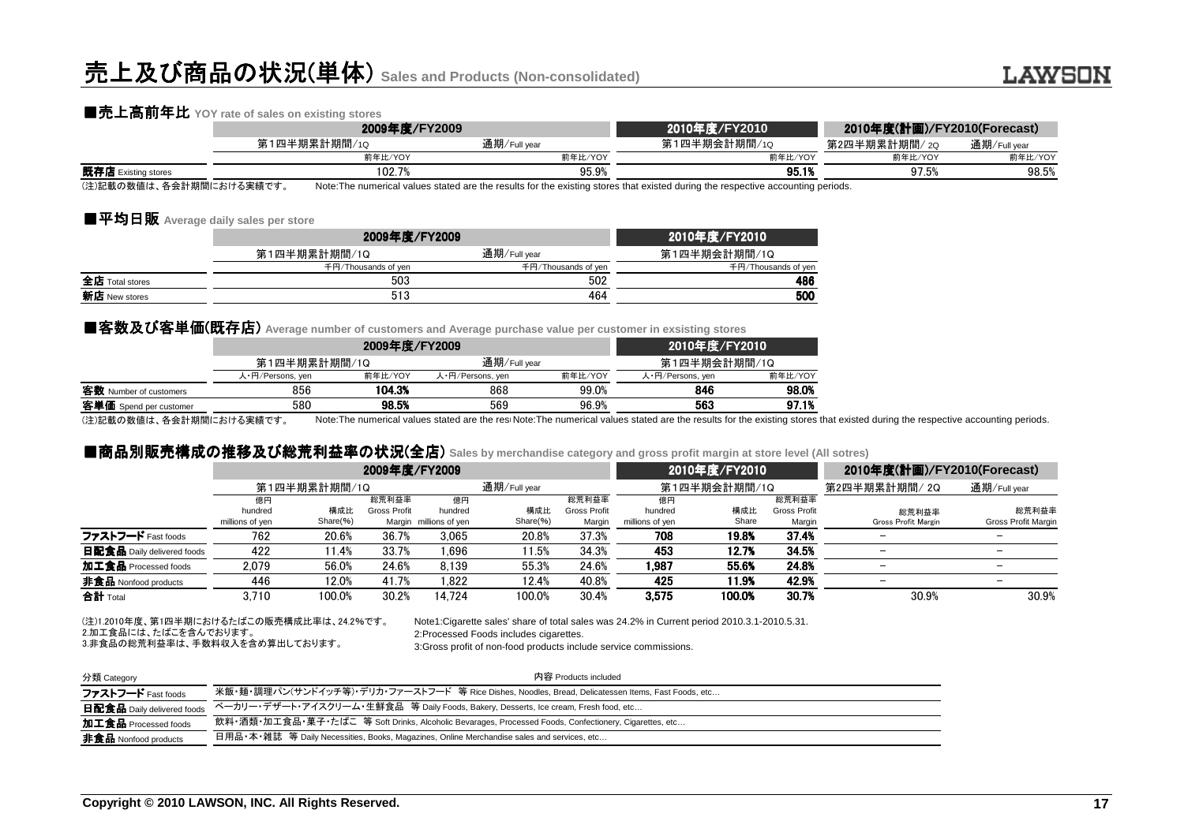# 売上及び商品の状況(単体) Sales and Products (Non-consolidated)

## ■売上高前年比 YOY rate of sales on existing stores

| | 2009年度/FY2009 | | 2010年度/FY2010 | 2010年度(計画)/FY2010(Forecast) | |
|---|---|---|---|---|---|
| | 第1四半期累計期間/1Q | 通期/Full year | 第1四半期会計期間/1Q | 第2四半期累計期間/2Q | 通期/Full year |
| | 前年比/YOY | 前年比/YOY | 前年比/YOY | 前年比/YOY | 前年比/YOY |
| **既存店** Existing stores | 102.7% | 95.9% | **95.1%** | 97.5% | 98.5% |

(注)記載の数値は、各会計期間における実績です。　Note:The numerical values stated are the results for the existing stores that existed during the respective accounting periods.

## ■平均日販 Average daily sales per store

| | 2009年度/FY2009 | | 2010年度/FY2010 |
|---|---|---|---|
| | 第1四半期累計期間/1Q | 通期/Full year | 第1四半期会計期間/1Q |
| | 千円/Thousands of yen | 千円/Thousands of yen | 千円/Thousands of yen |
| **全店** Total stores | 503 | 502 | **486** |
| **新店** New stores | 513 | 464 | **500** |

## ■客数及び客単価(既存店) Average number of customers and Average purchase value per customer in exsisting stores

| | 2009年度/FY2009 | | | | 2010年度/FY2010 | |
|---|---|---|---|---|---|---|
| | 第1四半期累計期間/1Q | | 通期/Full year | | 第1四半期会計期間/1Q | |
| | 人・円/Persons, yen | 前年比/YOY | 人・円/Persons, yen | 前年比/YOY | 人・円/Persons, yen | 前年比/YOY |
| **客数** Number of customers | 856 | **104.3%** | 868 | 99.0% | **846** | **98.0%** |
| **客単価** Spend per customer | 580 | **98.5%** | 569 | 96.9% | **563** | **97.1%** |

(注)記載の数値は、各会計期間における実績です。　Note:The numerical values stated are the resı Note:The numerical values stated are the results for the existing stores that existed during the respective accounting periods.

## ■商品別販売構成の推移及び総荒利益率の状況(全店) Sales by merchandise category and gross profit margin at store level (All sotres)

| | 2009年度/FY2009 | | | | | | 2010年度/FY2010 | | | 2010年度(計画)/FY2010(Forecast) | |
|---|---|---|---|---|---|---|---|---|---|---|---|
| | 第1四半期累計期間/1Q | | | 通期/Full year | | | 第1四半期会計期間/1Q | | | 第2四半期累計期間/ 2Q | 通期/Full year |
| | 億円 hundred millions of yen | 構成比 Share(%) | 総荒利益率 Gross Profit Margin | 億円 hundred millions of yen | 構成比 Share(%) | 総荒利益率 Gross Profit Margin | 億円 hundred millions of yen | 構成比 Share | 総荒利益率 Gross Profit Margin | 総荒利益率 Gross Profit Margin | 総荒利益率 Gross Profit Margin |
| **ファストフード** Fast foods | 762 | 20.6% | 36.7% | 3,065 | 20.8% | 37.3% | **708** | **19.8%** | **37.4%** | − | − |
| **日配食品** Daily delivered foods | 422 | 11.4% | 33.7% | 1,696 | 11.5% | 34.3% | **453** | **12.7%** | **34.5%** | − | − |
| **加工食品** Processed foods | 2,079 | 56.0% | 24.6% | 8,139 | 55.3% | 24.6% | **1,987** | **55.6%** | **24.8%** | − | − |
| **非食品** Nonfood products | 446 | 12.0% | 41.7% | 1,822 | 12.4% | 40.8% | **425** | **11.9%** | **42.9%** | − | − |
| **合計** Total | 3,710 | 100.0% | 30.2% | 14,724 | 100.0% | 30.4% | **3,575** | **100.0%** | **30.7%** | 30.9% | 30.9% |

(注)1.2010年度、第1四半期におけるたばこの販売構成比率は、24.2%です。
2.加工食品には、たばこを含んでおります。
3.非食品の総荒利益率は、手数料収入を含め算出しております。

Note1:Cigarette sales' share of total sales was 24.2% in Current period 2010.3.1-2010.5.31.
2:Processed Foods includes cigarettes.
3:Gross profit of non-food products include service commissions.

| 分類 Category | 内容 Products included |
|---|---|
| **ファストフード** Fast foods | 米飯・麺・調理パン(サンドイッチ等)・デリカ・ファーストフード　等 Rice Dishes, Noodles, Bread, Delicatessen Items, Fast Foods, etc… |
| **日配食品** Daily delivered foods | ベーカリー・デザート・アイスクリーム・生鮮食品　等 Daily Foods, Bakery, Desserts, Ice cream, Fresh food, etc… |
| **加工食品** Processed foods | 飲料・酒類・加工食品・菓子・たばこ　等 Soft Drinks, Alcoholic Bevarages, Processed Foods, Confectionery, Cigarettes, etc… |
| **非食品** Nonfood products | 日用品・本・雑誌　等 Daily Necessities, Books, Magazines, Online Merchandise sales and services, etc… |

Copyright © 2010 LAWSON, INC. All Rights Reserved.